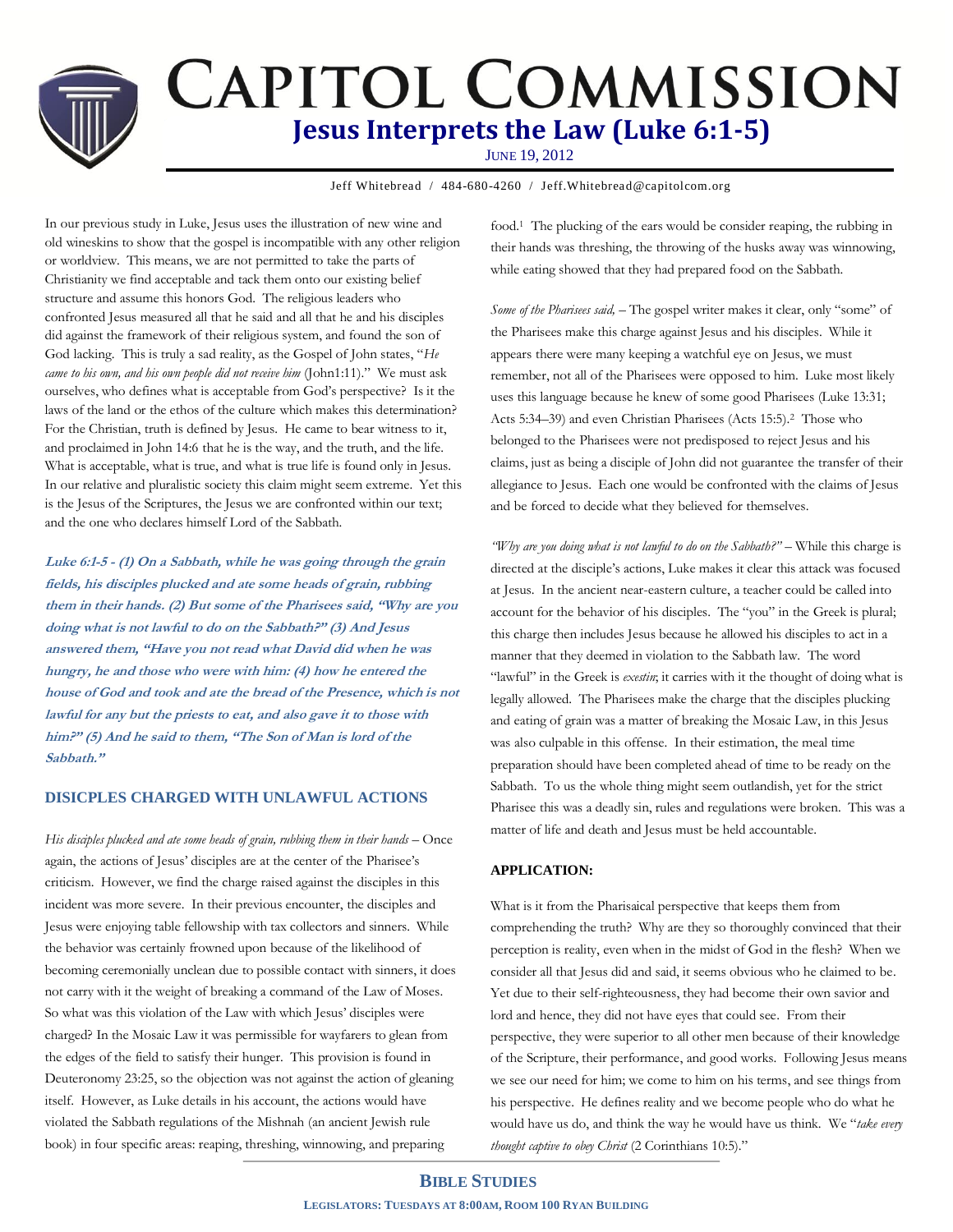# Capitol Commission

## Jesus Interprets the Law (Luke 6:1-5)

June 19, 2012

Jeff Whitebread / 484-680-4260 / Jeff.Whitebread@capitolcom.org

In our previous study in Luke, Jesus uses the illustration of new wine and old wineskins to show that the gospel is incompatible with any other religion or worldview. This means, we are not permitted to take the parts of Christianity we find acceptable and tack them onto our existing belief structure and assume this honors God. The religious leaders who confronted Jesus measured all that he said and all that he and his disciples did against the framework of their religious system, and found the son of God lacking. This is truly a sad reality, as the Gospel of John states, "*He came to his own, and his own people did not receive him* (John1:11)." We must ask ourselves, who defines what is acceptable from God's perspective? Is it the laws of the land or the ethos of the culture which makes this determination? For the Christian, truth is defined by Jesus. He came to bear witness to it, and proclaimed in John 14:6 that he is the way, and the truth, and the life. What is acceptable, what is true, and what is true life is found only in Jesus. In our relative and pluralistic society this claim might seem extreme. Yet this is the Jesus of the Scriptures, the Jesus we are confronted within our text; and the one who declares himself Lord of the Sabbath.

***Luke 6:1-5 - (1) On a Sabbath, while he was going through the grain fields, his disciples plucked and ate some heads of grain, rubbing them in their hands. (2) But some of the Pharisees said, "Why are you doing what is not lawful to do on the Sabbath?" (3) And Jesus answered them, "Have you not read what David did when he was hungry, he and those who were with him: (4) how he entered the house of God and took and ate the bread of the Presence, which is not lawful for any but the priests to eat, and also gave it to those with him?" (5) And he said to them, "The Son of Man is lord of the Sabbath."***

### DISICPLES CHARGED WITH UNLAWFUL ACTIONS

*His disciples plucked and ate some heads of grain, rubbing them in their hands* – Once again, the actions of Jesus' disciples are at the center of the Pharisee's criticism. However, we find the charge raised against the disciples in this incident was more severe. In their previous encounter, the disciples and Jesus were enjoying table fellowship with tax collectors and sinners. While the behavior was certainly frowned upon because of the likelihood of becoming ceremonially unclean due to possible contact with sinners, it does not carry with it the weight of breaking a command of the Law of Moses. So what was this violation of the Law with which Jesus' disciples were charged? In the Mosaic Law it was permissible for wayfarers to glean from the edges of the field to satisfy their hunger. This provision is found in Deuteronomy 23:25, so the objection was not against the action of gleaning itself. However, as Luke details in his account, the actions would have violated the Sabbath regulations of the Mishnah (an ancient Jewish rule book) in four specific areas: reaping, threshing, winnowing, and preparing food.[1] The plucking of the ears would be consider reaping, the rubbing in their hands was threshing, the throwing of the husks away was winnowing, while eating showed that they had prepared food on the Sabbath.

*Some of the Pharisees said,* – The gospel writer makes it clear, only "some" of the Pharisees make this charge against Jesus and his disciples. While it appears there were many keeping a watchful eye on Jesus, we must remember, not all of the Pharisees were opposed to him. Luke most likely uses this language because he knew of some good Pharisees (Luke 13:31; Acts 5:34–39) and even Christian Pharisees (Acts 15:5).[2] Those who belonged to the Pharisees were not predisposed to reject Jesus and his claims, just as being a disciple of John did not guarantee the transfer of their allegiance to Jesus. Each one would be confronted with the claims of Jesus and be forced to decide what they believed for themselves.

*"Why are you doing what is not lawful to do on the Sabbath?"* – While this charge is directed at the disciple's actions, Luke makes it clear this attack was focused at Jesus. In the ancient near-eastern culture, a teacher could be called into account for the behavior of his disciples. The "you" in the Greek is plural; this charge then includes Jesus because he allowed his disciples to act in a manner that they deemed in violation to the Sabbath law. The word "lawful" in the Greek is *exestin*; it carries with it the thought of doing what is legally allowed. The Pharisees make the charge that the disciples plucking and eating of grain was a matter of breaking the Mosaic Law, in this Jesus was also culpable in this offense. In their estimation, the meal time preparation should have been completed ahead of time to be ready on the Sabbath. To us the whole thing might seem outlandish, yet for the strict Pharisee this was a deadly sin, rules and regulations were broken. This was a matter of life and death and Jesus must be held accountable.

### APPLICATION:

What is it from the Pharisaical perspective that keeps them from comprehending the truth? Why are they so thoroughly convinced that their perception is reality, even when in the midst of God in the flesh? When we consider all that Jesus did and said, it seems obvious who he claimed to be. Yet due to their self-righteousness, they had become their own savior and lord and hence, they did not have eyes that could see. From their perspective, they were superior to all other men because of their knowledge of the Scripture, their performance, and good works. Following Jesus means we see our need for him; we come to him on his terms, and see things from his perspective. He defines reality and we become people who do what he would have us do, and think the way he would have us think. We "*take every thought captive to obey Christ* (2 Corinthians 10:5)."

**Bible Studies**

**Legislators: Tuesdays at 8:00am, Room 100 Ryan Building**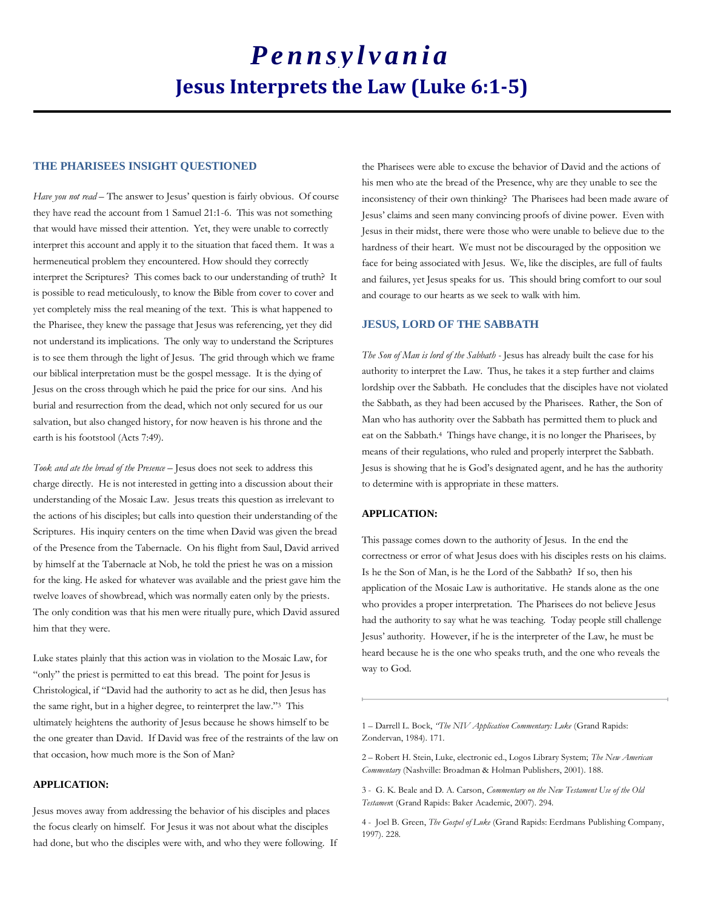# *Pennsylvania*

# Jesus Interprets the Law (Luke 6:1-5)

## THE PHARISEES INSIGHT QUESTIONED

*Have you not read* – The answer to Jesus' question is fairly obvious. Of course they have read the account from 1 Samuel 21:1-6. This was not something that would have missed their attention. Yet, they were unable to correctly interpret this account and apply it to the situation that faced them. It was a hermeneutical problem they encountered. How should they correctly interpret the Scriptures? This comes back to our understanding of truth? It is possible to read meticulously, to know the Bible from cover to cover and yet completely miss the real meaning of the text. This is what happened to the Pharisee, they knew the passage that Jesus was referencing, yet they did not understand its implications. The only way to understand the Scriptures is to see them through the light of Jesus. The grid through which we frame our biblical interpretation must be the gospel message. It is the dying of Jesus on the cross through which he paid the price for our sins. And his burial and resurrection from the dead, which not only secured for us our salvation, but also changed history, for now heaven is his throne and the earth is his footstool (Acts 7:49).

*Took and ate the bread of the Presence* – Jesus does not seek to address this charge directly. He is not interested in getting into a discussion about their understanding of the Mosaic Law. Jesus treats this question as irrelevant to the actions of his disciples; but calls into question their understanding of the Scriptures. His inquiry centers on the time when David was given the bread of the Presence from the Tabernacle. On his flight from Saul, David arrived by himself at the Tabernacle at Nob, he told the priest he was on a mission for the king. He asked for whatever was available and the priest gave him the twelve loaves of showbread, which was normally eaten only by the priests. The only condition was that his men were ritually pure, which David assured him that they were.

Luke states plainly that this action was in violation to the Mosaic Law, for "only" the priest is permitted to eat this bread. The point for Jesus is Christological, if "David had the authority to act as he did, then Jesus has the same right, but in a higher degree, to reinterpret the law."[3] This ultimately heightens the authority of Jesus because he shows himself to be the one greater than David. If David was free of the restraints of the law on that occasion, how much more is the Son of Man?

**APPLICATION:**

Jesus moves away from addressing the behavior of his disciples and places the focus clearly on himself. For Jesus it was not about what the disciples had done, but who the disciples were with, and who they were following. If the Pharisees were able to excuse the behavior of David and the actions of his men who ate the bread of the Presence, why are they unable to see the inconsistency of their own thinking? The Pharisees had been made aware of Jesus' claims and seen many convincing proofs of divine power. Even with Jesus in their midst, there were those who were unable to believe due to the hardness of their heart. We must not be discouraged by the opposition we face for being associated with Jesus. We, like the disciples, are full of faults and failures, yet Jesus speaks for us. This should bring comfort to our soul and courage to our hearts as we seek to walk with him.

## JESUS, LORD OF THE SABBATH

*The Son of Man is lord of the Sabbath* - Jesus has already built the case for his authority to interpret the Law. Thus, he takes it a step further and claims lordship over the Sabbath. He concludes that the disciples have not violated the Sabbath, as they had been accused by the Pharisees. Rather, the Son of Man who has authority over the Sabbath has permitted them to pluck and eat on the Sabbath.[4] Things have change, it is no longer the Pharisees, by means of their regulations, who ruled and properly interpret the Sabbath. Jesus is showing that he is God's designated agent, and he has the authority to determine with is appropriate in these matters.

**APPLICATION:**

This passage comes down to the authority of Jesus. In the end the correctness or error of what Jesus does with his disciples rests on his claims. Is he the Son of Man, is he the Lord of the Sabbath? If so, then his application of the Mosaic Law is authoritative. He stands alone as the one who provides a proper interpretation. The Pharisees do not believe Jesus had the authority to say what he was teaching. Today people still challenge Jesus' authority. However, if he is the interpreter of the Law, he must be heard because he is the one who speaks truth, and the one who reveals the way to God.

---

1 – Darrell L. Bock, *"The NIV Application Commentary: Luke* (Grand Rapids: Zondervan, 1984). 171.

2 – Robert H. Stein, Luke, electronic ed., Logos Library System; *The New American Commentary* (Nashville: Broadman & Holman Publishers, 2001). 188.

3 - G. K. Beale and D. A. Carson, *Commentary on the New Testament Use of the Old Testament* (Grand Rapids: Baker Academic, 2007). 294.

4 - Joel B. Green, *The Gospel of Luke* (Grand Rapids: Eerdmans Publishing Company, 1997). 228.